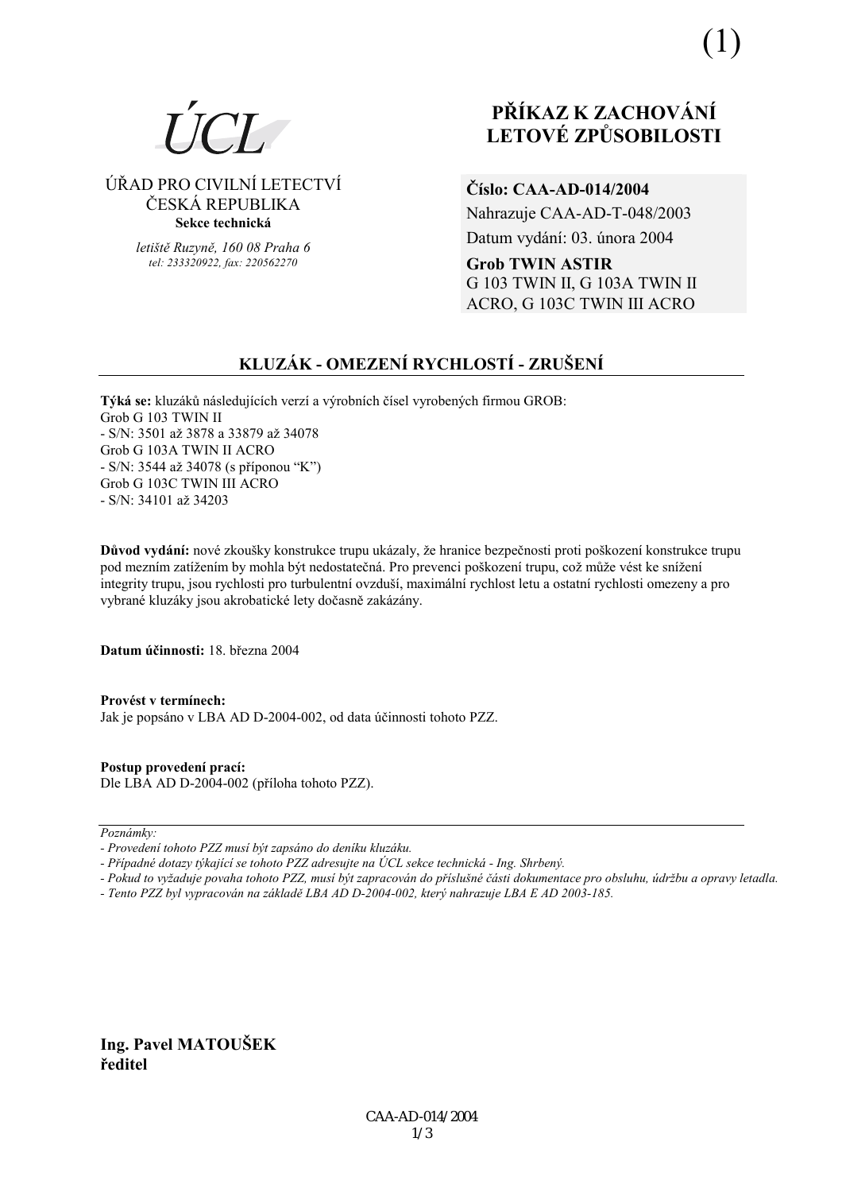(1)

ÚCL

ÚŘAD PRO CIVILNÍ LETECTVÍ
ČESKÁ REPUBLIKA
**Sekce technická**

*letiště Ruzyně, 160 08 Praha 6*
*tel: 233320922, fax: 220562270*

# PŘÍKAZ K ZACHOVÁNÍ LETOVÉ ZPŮSOBILOSTI

**Číslo: CAA-AD-014/2004**
Nahrazuje CAA-AD-T-048/2003
Datum vydání: 03. února 2004
**Grob TWIN ASTIR**
G 103 TWIN II, G 103A TWIN II ACRO, G 103C TWIN III ACRO

## KLUZÁK - OMEZENÍ RYCHLOSTÍ - ZRUŠENÍ

**Týká se:** kluzáků následujících verzí a výrobních čísel vyrobených firmou GROB:
Grob G 103 TWIN II
- S/N: 3501 až 3878 a 33879 až 34078

Grob G 103A TWIN II ACRO
- S/N: 3544 až 34078 (s příponou "K")

Grob G 103C TWIN III ACRO
- S/N: 34101 až 34203

**Důvod vydání:** nové zkoušky konstrukce trupu ukázaly, že hranice bezpečnosti proti poškození konstrukce trupu pod mezním zatížením by mohla být nedostatečná. Pro prevenci poškození trupu, což může vést ke snížení integrity trupu, jsou rychlosti pro turbulentní ovzduší, maximální rychlost letu a ostatní rychlosti omezeny a pro vybrané kluzáky jsou akrobatické lety dočasně zakázány.

**Datum účinnosti:** 18. března 2004

**Provést v termínech:**
Jak je popsáno v LBA AD D-2004-002, od data účinnosti tohoto PZZ.

**Postup provedení prací:**
Dle LBA AD D-2004-002 (příloha tohoto PZZ).

*Poznámky:*
- *Provedení tohoto PZZ musí být zapsáno do deníku kluzáku.*
- *Případné dotazy týkající se tohoto PZZ adresujte na ÚCL sekce technická - Ing. Shrbený.*
- *Pokud to vyžaduje povaha tohoto PZZ, musí být zapracován do příslušné části dokumentace pro obsluhu, údržbu a opravy letadla.*
- *Tento PZZ byl vypracován na základě LBA AD D-2004-002, který nahrazuje LBA E AD 2003-185.*

**Ing. Pavel MATOUŠEK**
**ředitel**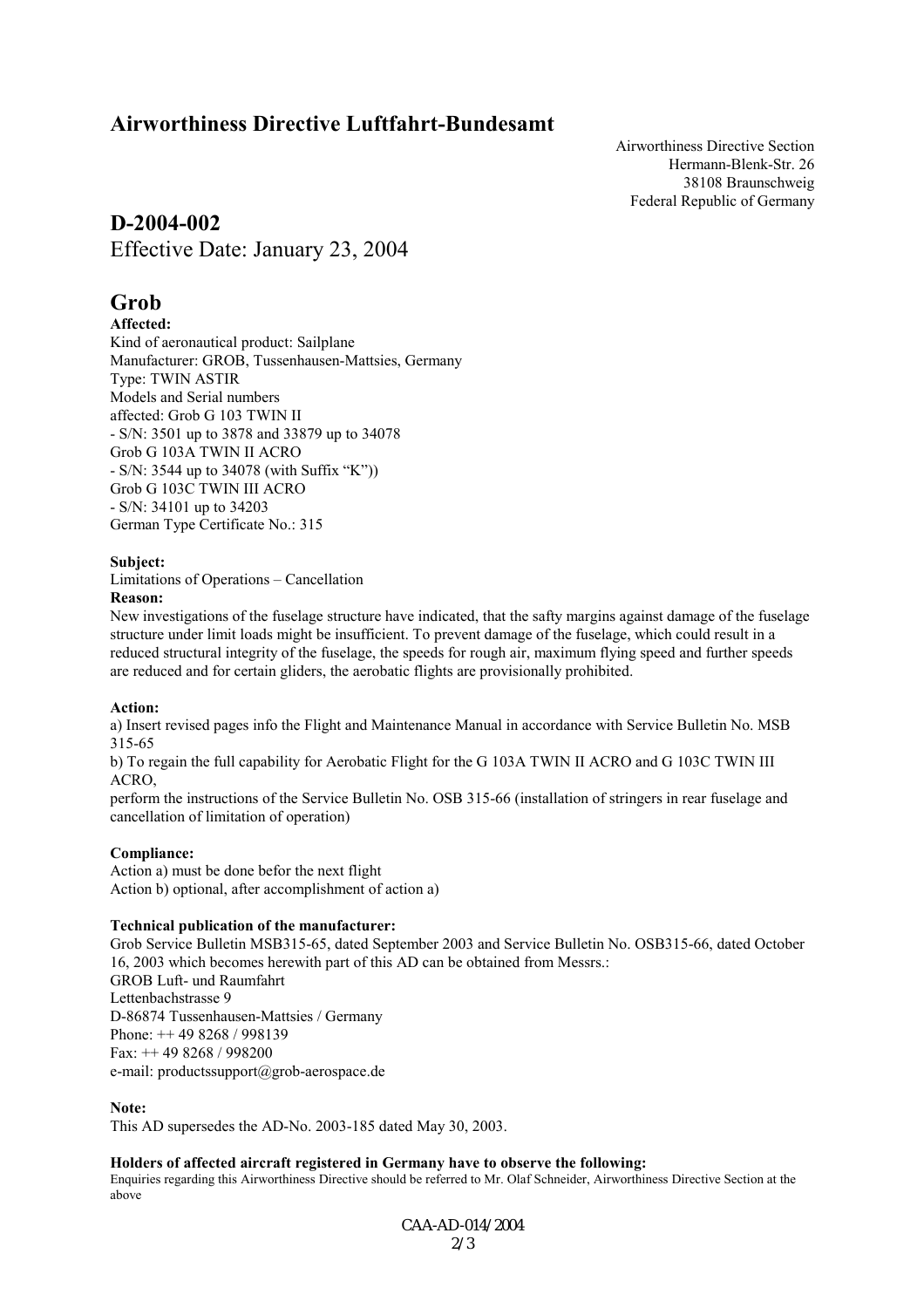# Airworthiness Directive Luftfahrt-Bundesamt

Airworthiness Directive Section
Hermann-Blenk-Str. 26
38108 Braunschweig
Federal Republic of Germany

## D-2004-002

Effective Date: January 23, 2004

## Grob

**Affected:**
Kind of aeronautical product: Sailplane
Manufacturer: GROB, Tussenhausen-Mattsies, Germany
Type: TWIN ASTIR
Models and Serial numbers
affected: Grob G 103 TWIN II
- S/N: 3501 up to 3878 and 33879 up to 34078
Grob G 103A TWIN II ACRO
- S/N: 3544 up to 34078 (with Suffix "K"))
Grob G 103C TWIN III ACRO
- S/N: 34101 up to 34203
German Type Certificate No.: 315

**Subject:**
Limitations of Operations – Cancellation

**Reason:**
New investigations of the fuselage structure have indicated, that the safty margins against damage of the fuselage structure under limit loads might be insufficient. To prevent damage of the fuselage, which could result in a reduced structural integrity of the fuselage, the speeds for rough air, maximum flying speed and further speeds are reduced and for certain gliders, the aerobatic flights are provisionally prohibited.

**Action:**
a) Insert revised pages info the Flight and Maintenance Manual in accordance with Service Bulletin No. MSB 315-65
b) To regain the full capability for Aerobatic Flight for the G 103A TWIN II ACRO and G 103C TWIN III ACRO,
perform the instructions of the Service Bulletin No. OSB 315-66 (installation of stringers in rear fuselage and cancellation of limitation of operation)

**Compliance:**
Action a) must be done befor the next flight
Action b) optional, after accomplishment of action a)

**Technical publication of the manufacturer:**
Grob Service Bulletin MSB315-65, dated September 2003 and Service Bulletin No. OSB315-66, dated October 16, 2003 which becomes herewith part of this AD can be obtained from Messrs.:
GROB Luft- und Raumfahrt
Lettenbachstrasse 9
D-86874 Tussenhausen-Mattsies / Germany
Phone: ++ 49 8268 / 998139
Fax: ++ 49 8268 / 998200
e-mail: productssupport@grob-aerospace.de

**Note:**
This AD supersedes the AD-No. 2003-185 dated May 30, 2003.

**Holders of affected aircraft registered in Germany have to observe the following:**
Enquiries regarding this Airworthiness Directive should be referred to Mr. Olaf Schneider, Airworthiness Directive Section at the above

CAA-AD-014/2004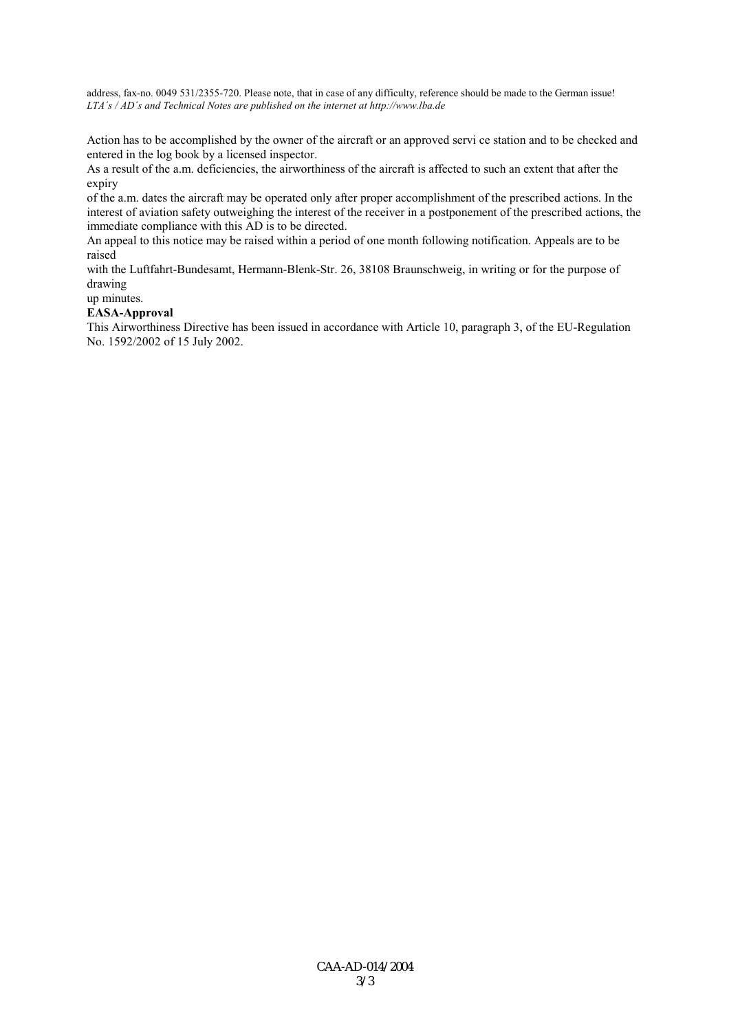address, fax-no. 0049 531/2355-720. Please note, that in case of any difficulty, reference should be made to the German issue!
*LTA´s / AD´s and Technical Notes are published on the internet at http://www.lba.de*

Action has to be accomplished by the owner of the aircraft or an approved servi ce station and to be checked and entered in the log book by a licensed inspector.
As a result of the a.m. deficiencies, the airworthiness of the aircraft is affected to such an extent that after the expiry of the a.m. dates the aircraft may be operated only after proper accomplishment of the prescribed actions. In the interest of aviation safety outweighing the interest of the receiver in a postponement of the prescribed actions, the immediate compliance with this AD is to be directed.
An appeal to this notice may be raised within a period of one month following notification. Appeals are to be raised with the Luftfahrt-Bundesamt, Hermann-Blenk-Str. 26, 38108 Braunschweig, in writing or for the purpose of drawing up minutes.

**EASA-Approval**

This Airworthiness Directive has been issued in accordance with Article 10, paragraph 3, of the EU-Regulation No. 1592/2002 of 15 July 2002.